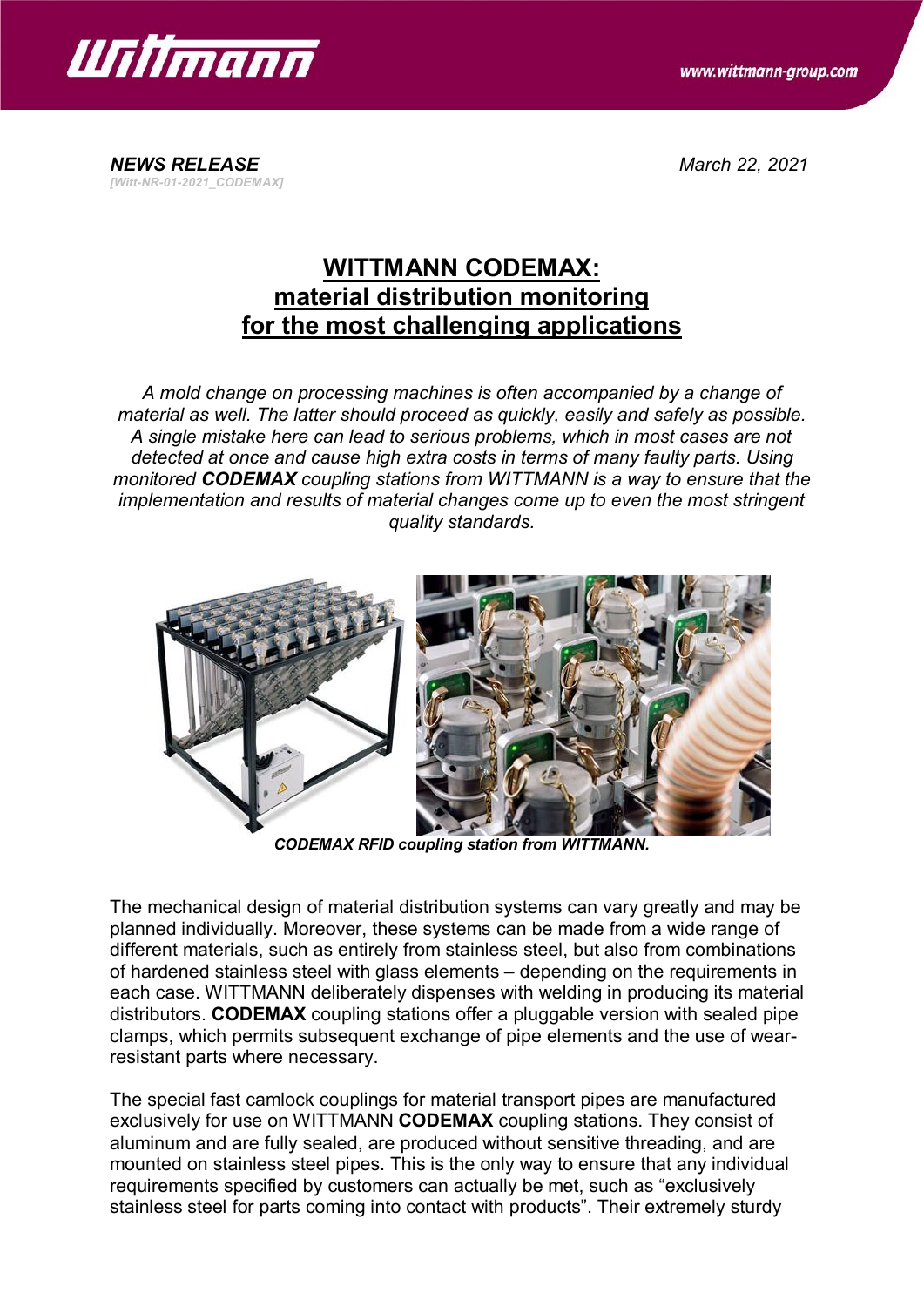*NEWS RELEASE*
*[Witt-NR-01-2021_CODEMAX]*

*March 22, 2021*

# WITTMANN CODEMAX: material distribution monitoring for the most challenging applications

*A mold change on processing machines is often accompanied by a change of material as well. The latter should proceed as quickly, easily and safely as possible. A single mistake here can lead to serious problems, which in most cases are not detected at once and cause high extra costs in terms of many faulty parts. Using monitored **CODEMAX** coupling stations from WITTMANN is a way to ensure that the implementation and results of material changes come up to even the most stringent quality standards.*

***CODEMAX RFID coupling station from WITTMANN.***

The mechanical design of material distribution systems can vary greatly and may be planned individually. Moreover, these systems can be made from a wide range of different materials, such as entirely from stainless steel, but also from combinations of hardened stainless steel with glass elements – depending on the requirements in each case. WITTMANN deliberately dispenses with welding in producing its material distributors. **CODEMAX** coupling stations offer a pluggable version with sealed pipe clamps, which permits subsequent exchange of pipe elements and the use of wear-resistant parts where necessary.

The special fast camlock couplings for material transport pipes are manufactured exclusively for use on WITTMANN **CODEMAX** coupling stations. They consist of aluminum and are fully sealed, are produced without sensitive threading, and are mounted on stainless steel pipes. This is the only way to ensure that any individual requirements specified by customers can actually be met, such as "exclusively stainless steel for parts coming into contact with products". Their extremely sturdy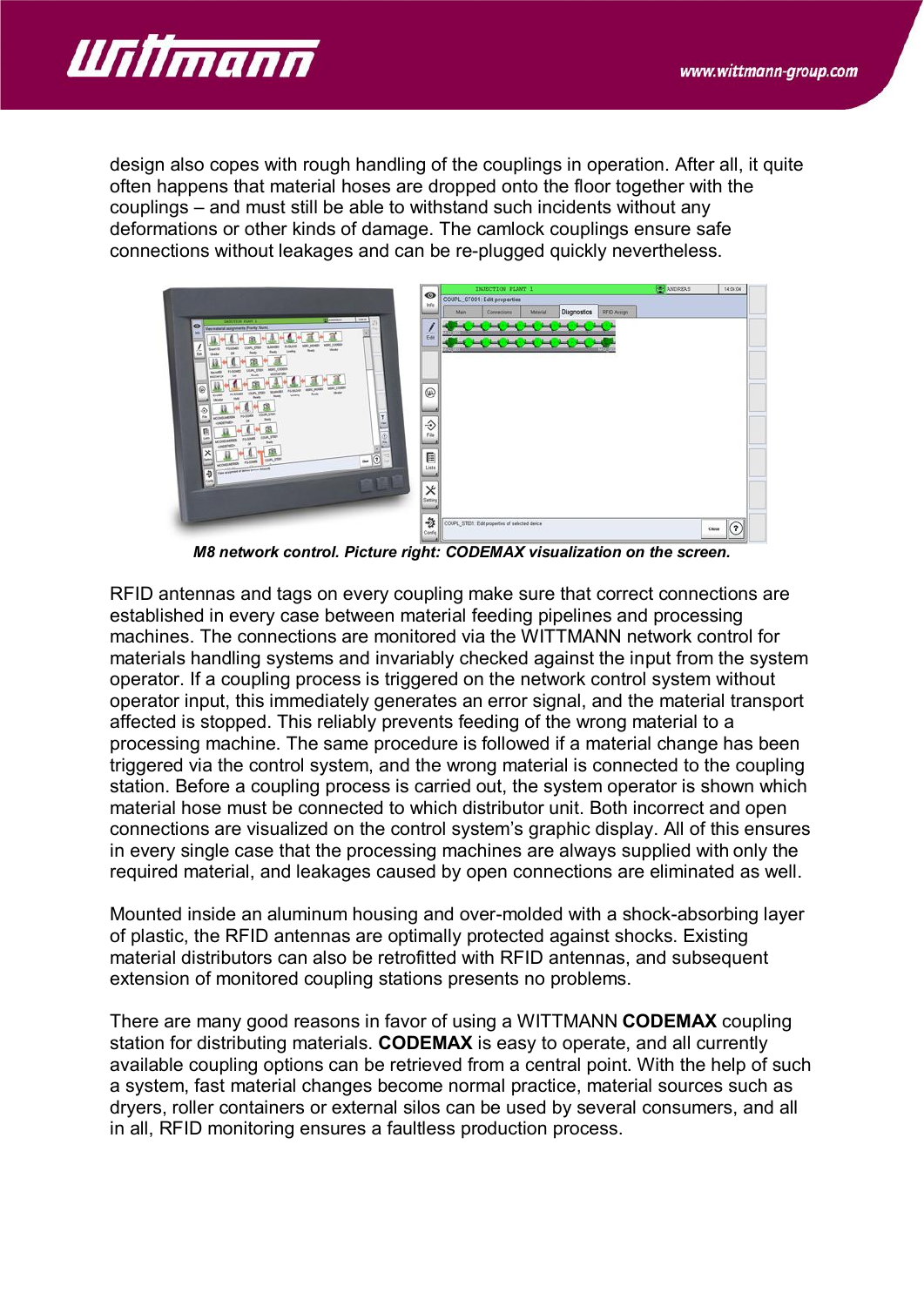design also copes with rough handling of the couplings in operation. After all, it quite often happens that material hoses are dropped onto the floor together with the couplings – and must still be able to withstand such incidents without any deformations or other kinds of damage. The camlock couplings ensure safe connections without leakages and can be re-plugged quickly nevertheless.

*M8 network control. Picture right: CODEMAX visualization on the screen.*

RFID antennas and tags on every coupling make sure that correct connections are established in every case between material feeding pipelines and processing machines. The connections are monitored via the WITTMANN network control for materials handling systems and invariably checked against the input from the system operator. If a coupling process is triggered on the network control system without operator input, this immediately generates an error signal, and the material transport affected is stopped. This reliably prevents feeding of the wrong material to a processing machine. The same procedure is followed if a material change has been triggered via the control system, and the wrong material is connected to the coupling station. Before a coupling process is carried out, the system operator is shown which material hose must be connected to which distributor unit. Both incorrect and open connections are visualized on the control system's graphic display. All of this ensures in every single case that the processing machines are always supplied with only the required material, and leakages caused by open connections are eliminated as well.

Mounted inside an aluminum housing and over-molded with a shock-absorbing layer of plastic, the RFID antennas are optimally protected against shocks. Existing material distributors can also be retrofitted with RFID antennas, and subsequent extension of monitored coupling stations presents no problems.

There are many good reasons in favor of using a WITTMANN **CODEMAX** coupling station for distributing materials. **CODEMAX** is easy to operate, and all currently available coupling options can be retrieved from a central point. With the help of such a system, fast material changes become normal practice, material sources such as dryers, roller containers or external silos can be used by several consumers, and all in all, RFID monitoring ensures a faultless production process.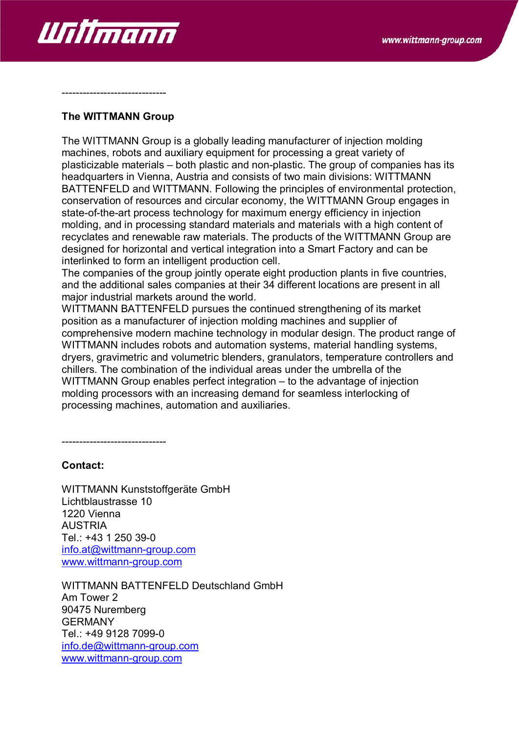------------------------------

**The WITTMANN Group**

The WITTMANN Group is a globally leading manufacturer of injection molding machines, robots and auxiliary equipment for processing a great variety of plasticizable materials – both plastic and non-plastic. The group of companies has its headquarters in Vienna, Austria and consists of two main divisions: WITTMANN BATTENFELD and WITTMANN. Following the principles of environmental protection, conservation of resources and circular economy, the WITTMANN Group engages in state-of-the-art process technology for maximum energy efficiency in injection molding, and in processing standard materials and materials with a high content of recyclates and renewable raw materials. The products of the WITTMANN Group are designed for horizontal and vertical integration into a Smart Factory and can be interlinked to form an intelligent production cell.
The companies of the group jointly operate eight production plants in five countries, and the additional sales companies at their 34 different locations are present in all major industrial markets around the world.
WITTMANN BATTENFELD pursues the continued strengthening of its market position as a manufacturer of injection molding machines and supplier of comprehensive modern machine technology in modular design. The product range of WITTMANN includes robots and automation systems, material handling systems, dryers, gravimetric and volumetric blenders, granulators, temperature controllers and chillers. The combination of the individual areas under the umbrella of the WITTMANN Group enables perfect integration – to the advantage of injection molding processors with an increasing demand for seamless interlocking of processing machines, automation and auxiliaries.

------------------------------

**Contact:**

WITTMANN Kunststoffgeräte GmbH
Lichtblaustrasse 10
1220 Vienna
AUSTRIA
Tel.: +43 1 250 39-0
info.at@wittmann-group.com
www.wittmann-group.com

WITTMANN BATTENFELD Deutschland GmbH
Am Tower 2
90475 Nuremberg
GERMANY
Tel.: +49 9128 7099-0
info.de@wittmann-group.com
www.wittmann-group.com